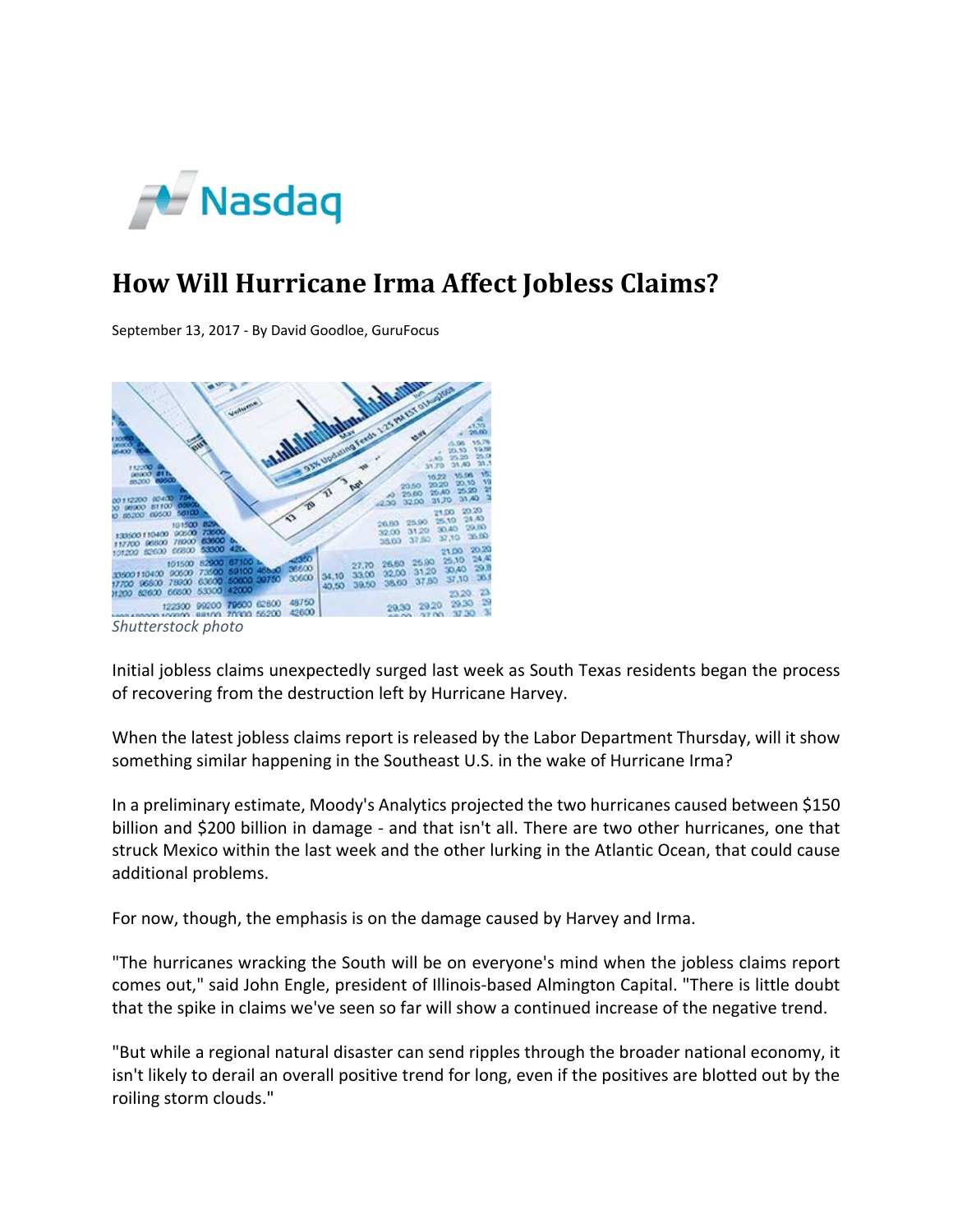Nasdaq

# How Will Hurricane Irma Affect Jobless Claims?

September 13, 2017 - By David Goodloe, GuruFocus

*Shutterstock photo*

Initial jobless claims unexpectedly surged last week as South Texas residents began the process of recovering from the destruction left by Hurricane Harvey.

When the latest jobless claims report is released by the Labor Department Thursday, will it show something similar happening in the Southeast U.S. in the wake of Hurricane Irma?

In a preliminary estimate, Moody's Analytics projected the two hurricanes caused between $150 billion and $200 billion in damage - and that isn't all. There are two other hurricanes, one that struck Mexico within the last week and the other lurking in the Atlantic Ocean, that could cause additional problems.

For now, though, the emphasis is on the damage caused by Harvey and Irma.

"The hurricanes wracking the South will be on everyone's mind when the jobless claims report comes out," said John Engle, president of Illinois-based Almington Capital. "There is little doubt that the spike in claims we've seen so far will show a continued increase of the negative trend.

"But while a regional natural disaster can send ripples through the broader national economy, it isn't likely to derail an overall positive trend for long, even if the positives are blotted out by the roiling storm clouds."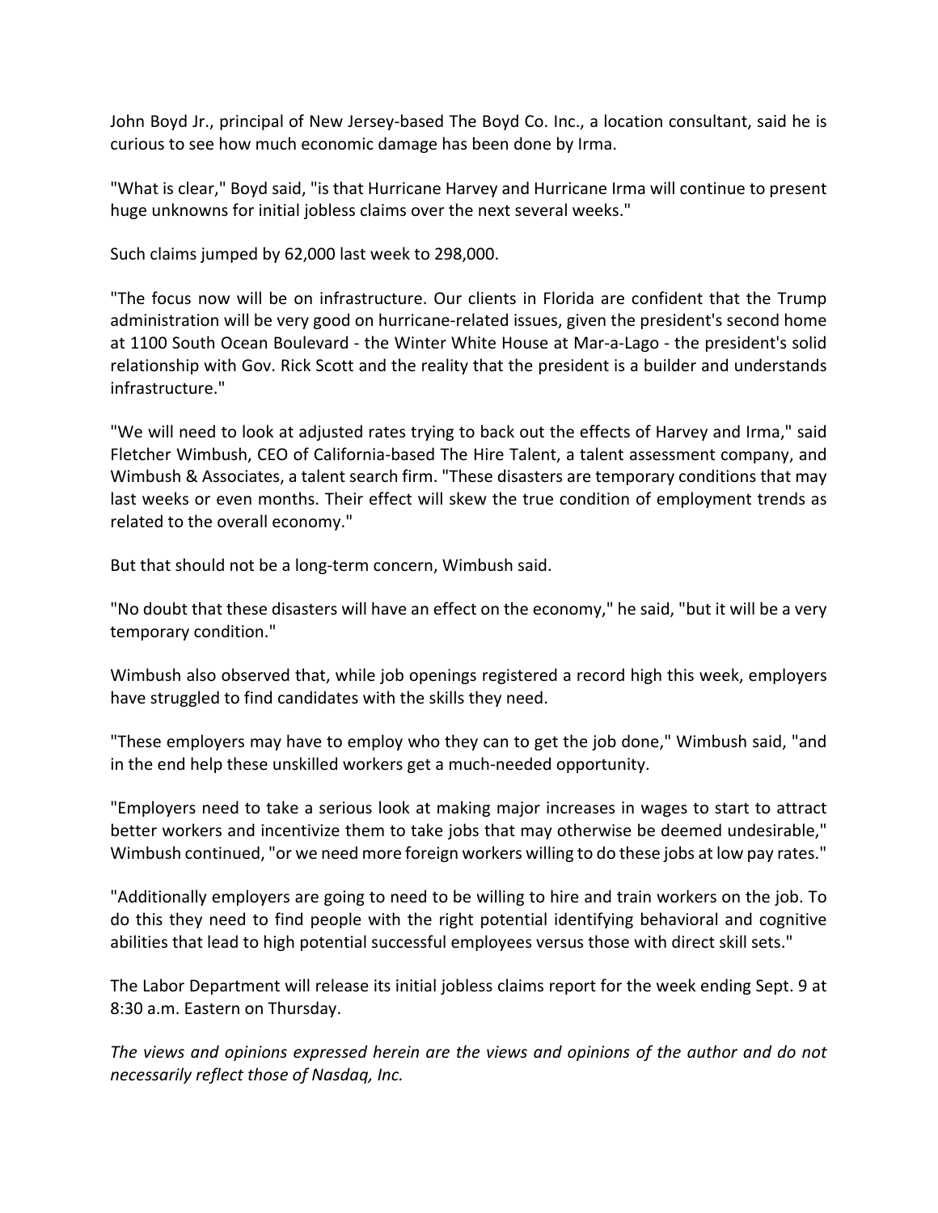John Boyd Jr., principal of New Jersey-based The Boyd Co. Inc., a location consultant, said he is curious to see how much economic damage has been done by Irma.

"What is clear," Boyd said, "is that Hurricane Harvey and Hurricane Irma will continue to present huge unknowns for initial jobless claims over the next several weeks."

Such claims jumped by 62,000 last week to 298,000.

"The focus now will be on infrastructure. Our clients in Florida are confident that the Trump administration will be very good on hurricane-related issues, given the president's second home at 1100 South Ocean Boulevard - the Winter White House at Mar-a-Lago - the president's solid relationship with Gov. Rick Scott and the reality that the president is a builder and understands infrastructure."

"We will need to look at adjusted rates trying to back out the effects of Harvey and Irma," said Fletcher Wimbush, CEO of California-based The Hire Talent, a talent assessment company, and Wimbush & Associates, a talent search firm. "These disasters are temporary conditions that may last weeks or even months. Their effect will skew the true condition of employment trends as related to the overall economy."

But that should not be a long-term concern, Wimbush said.

"No doubt that these disasters will have an effect on the economy," he said, "but it will be a very temporary condition."

Wimbush also observed that, while job openings registered a record high this week, employers have struggled to find candidates with the skills they need.

"These employers may have to employ who they can to get the job done," Wimbush said, "and in the end help these unskilled workers get a much-needed opportunity.

"Employers need to take a serious look at making major increases in wages to start to attract better workers and incentivize them to take jobs that may otherwise be deemed undesirable," Wimbush continued, "or we need more foreign workers willing to do these jobs at low pay rates."

"Additionally employers are going to need to be willing to hire and train workers on the job. To do this they need to find people with the right potential identifying behavioral and cognitive abilities that lead to high potential successful employees versus those with direct skill sets."

The Labor Department will release its initial jobless claims report for the week ending Sept. 9 at 8:30 a.m. Eastern on Thursday.

*The views and opinions expressed herein are the views and opinions of the author and do not necessarily reflect those of Nasdaq, Inc.*